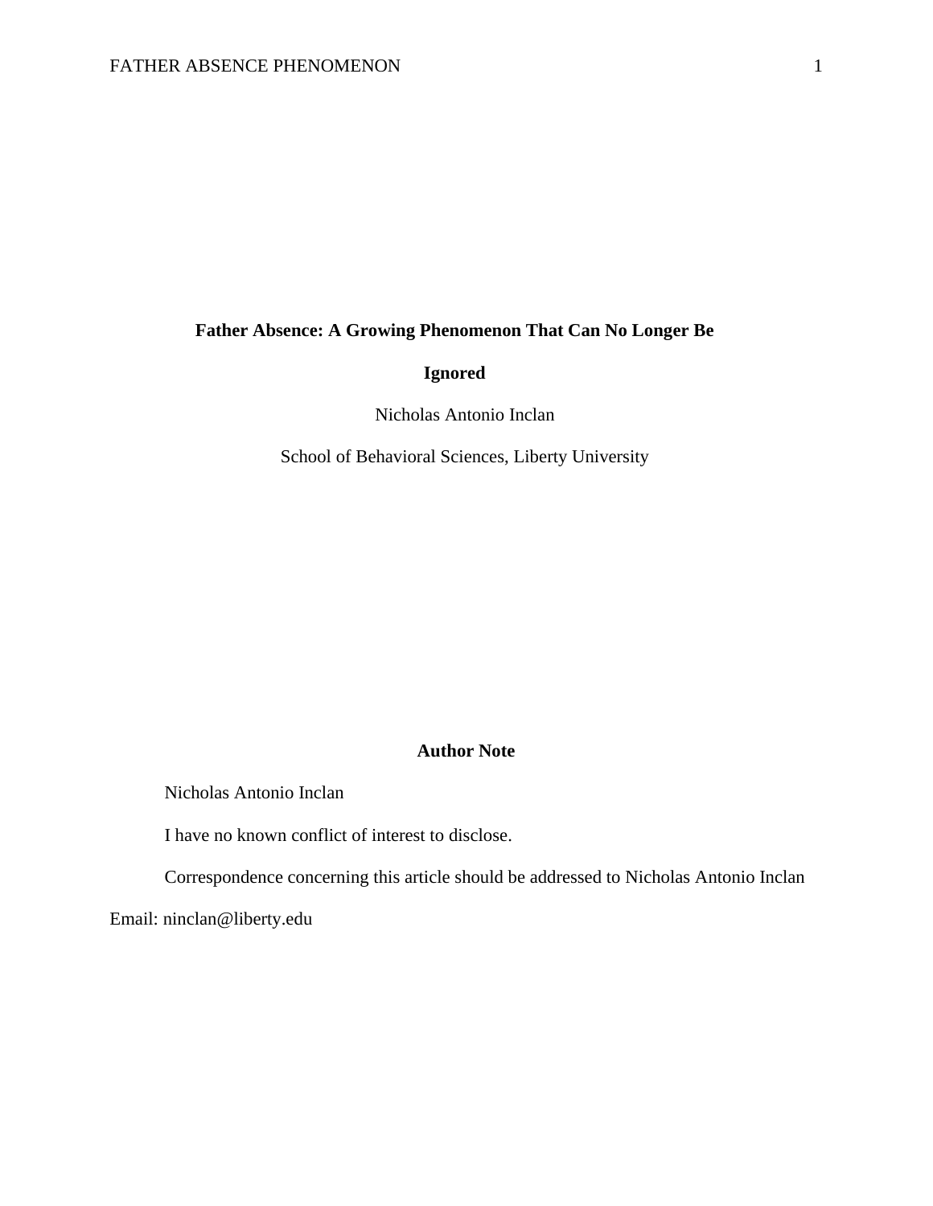# Father Absence: A Growing Phenomenon That Can No Longer Be Ignored

Nicholas Antonio Inclan

School of Behavioral Sciences, Liberty University

## Author Note

Nicholas Antonio Inclan

I have no known conflict of interest to disclose.

Correspondence concerning this article should be addressed to Nicholas Antonio Inclan Email: ninclan@liberty.edu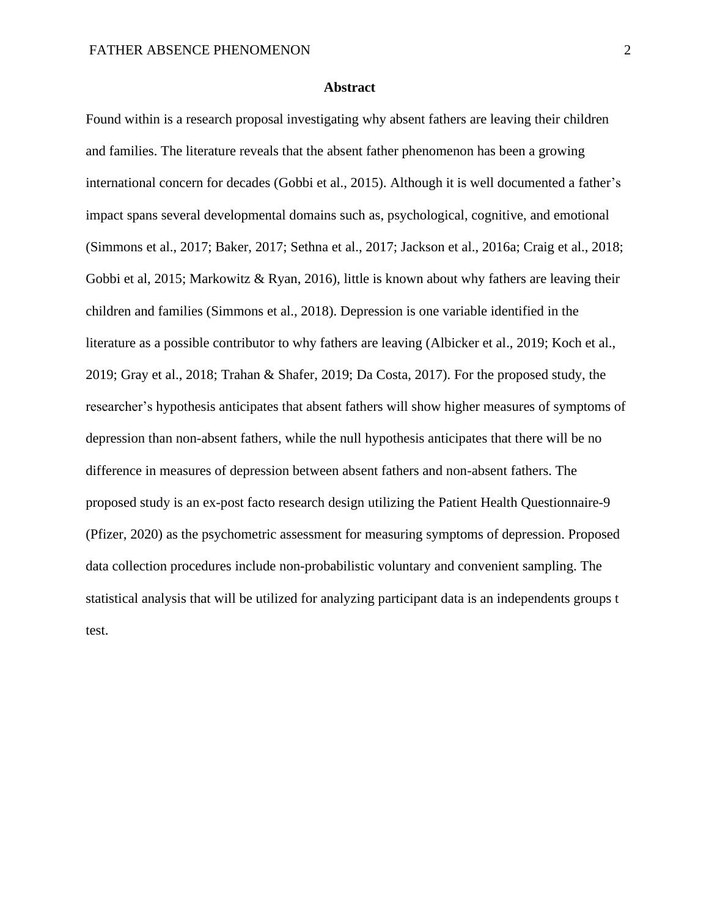## Abstract

Found within is a research proposal investigating why absent fathers are leaving their children and families. The literature reveals that the absent father phenomenon has been a growing international concern for decades (Gobbi et al., 2015). Although it is well documented a father's impact spans several developmental domains such as, psychological, cognitive, and emotional (Simmons et al., 2017; Baker, 2017; Sethna et al., 2017; Jackson et al., 2016a; Craig et al., 2018; Gobbi et al, 2015; Markowitz & Ryan, 2016), little is known about why fathers are leaving their children and families (Simmons et al., 2018). Depression is one variable identified in the literature as a possible contributor to why fathers are leaving (Albicker et al., 2019; Koch et al., 2019; Gray et al., 2018; Trahan & Shafer, 2019; Da Costa, 2017). For the proposed study, the researcher's hypothesis anticipates that absent fathers will show higher measures of symptoms of depression than non-absent fathers, while the null hypothesis anticipates that there will be no difference in measures of depression between absent fathers and non-absent fathers. The proposed study is an ex-post facto research design utilizing the Patient Health Questionnaire-9 (Pfizer, 2020) as the psychometric assessment for measuring symptoms of depression. Proposed data collection procedures include non-probabilistic voluntary and convenient sampling. The statistical analysis that will be utilized for analyzing participant data is an independents groups t test.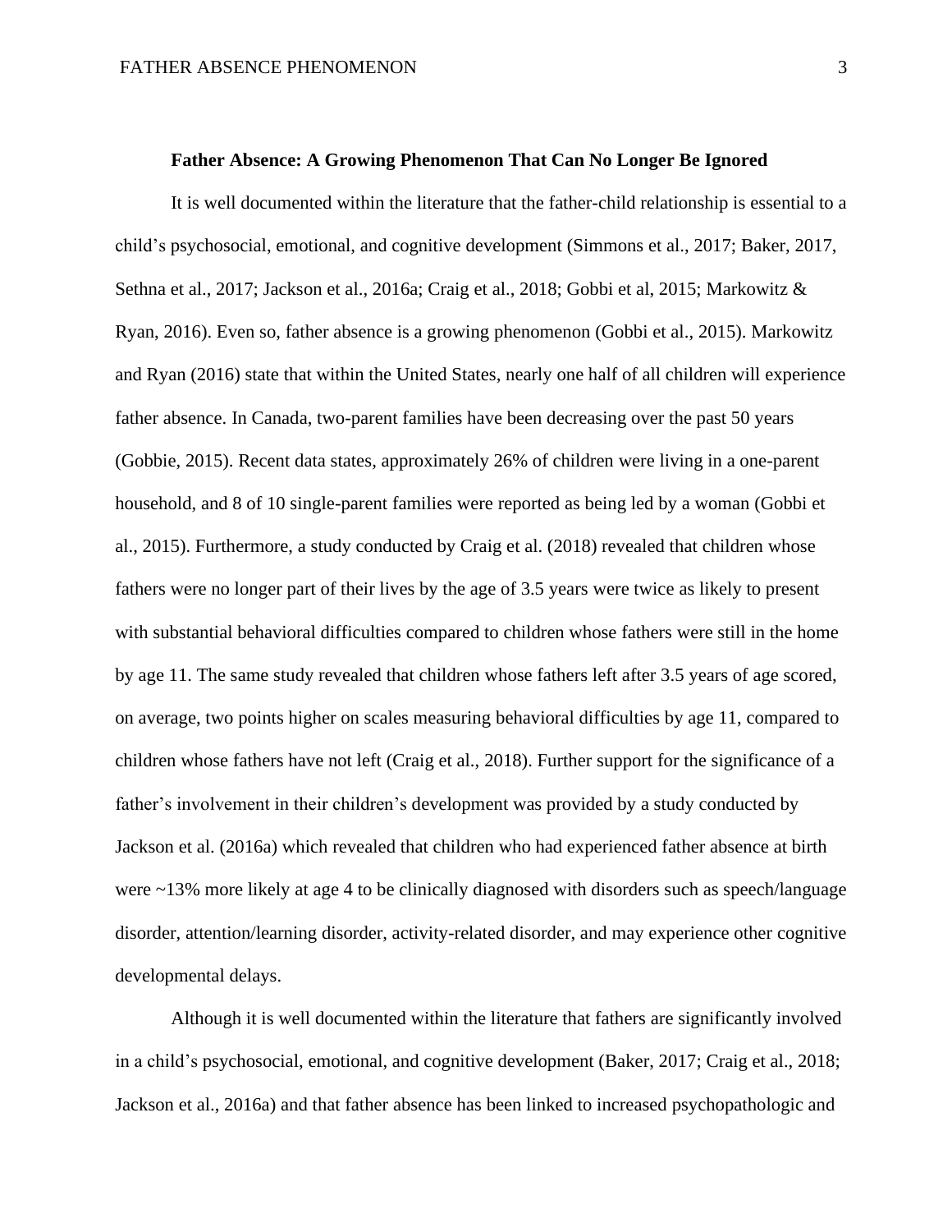**Father Absence: A Growing Phenomenon That Can No Longer Be Ignored**

It is well documented within the literature that the father-child relationship is essential to a child's psychosocial, emotional, and cognitive development (Simmons et al., 2017; Baker, 2017, Sethna et al., 2017; Jackson et al., 2016a; Craig et al., 2018; Gobbi et al, 2015; Markowitz & Ryan, 2016). Even so, father absence is a growing phenomenon (Gobbi et al., 2015). Markowitz and Ryan (2016) state that within the United States, nearly one half of all children will experience father absence. In Canada, two-parent families have been decreasing over the past 50 years (Gobbie, 2015). Recent data states, approximately 26% of children were living in a one-parent household, and 8 of 10 single-parent families were reported as being led by a woman (Gobbi et al., 2015). Furthermore, a study conducted by Craig et al. (2018) revealed that children whose fathers were no longer part of their lives by the age of 3.5 years were twice as likely to present with substantial behavioral difficulties compared to children whose fathers were still in the home by age 11. The same study revealed that children whose fathers left after 3.5 years of age scored, on average, two points higher on scales measuring behavioral difficulties by age 11, compared to children whose fathers have not left (Craig et al., 2018). Further support for the significance of a father's involvement in their children's development was provided by a study conducted by Jackson et al. (2016a) which revealed that children who had experienced father absence at birth were ~13% more likely at age 4 to be clinically diagnosed with disorders such as speech/language disorder, attention/learning disorder, activity-related disorder, and may experience other cognitive developmental delays.

Although it is well documented within the literature that fathers are significantly involved in a child's psychosocial, emotional, and cognitive development (Baker, 2017; Craig et al., 2018; Jackson et al., 2016a) and that father absence has been linked to increased psychopathologic and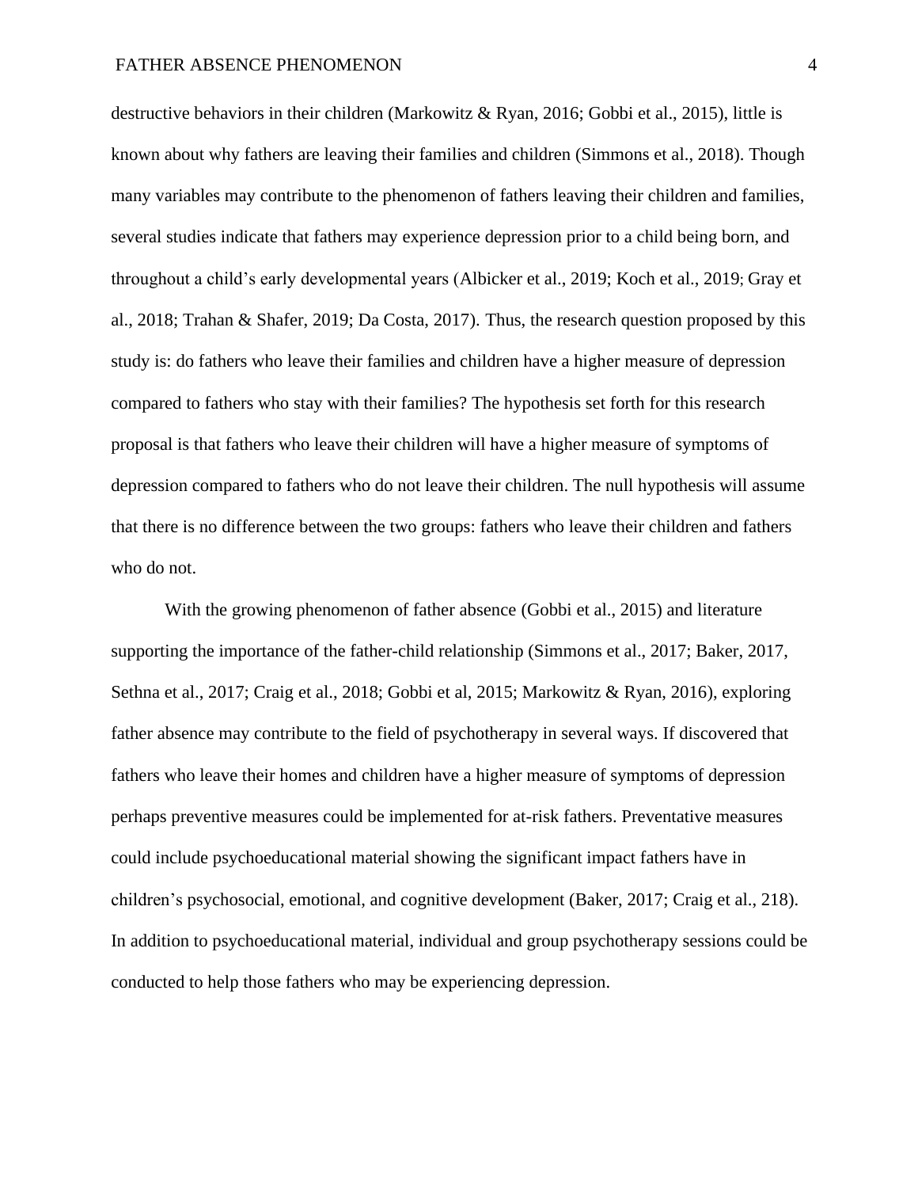destructive behaviors in their children (Markowitz & Ryan, 2016; Gobbi et al., 2015), little is known about why fathers are leaving their families and children (Simmons et al., 2018). Though many variables may contribute to the phenomenon of fathers leaving their children and families, several studies indicate that fathers may experience depression prior to a child being born, and throughout a child's early developmental years (Albicker et al., 2019; Koch et al., 2019; Gray et al., 2018; Trahan & Shafer, 2019; Da Costa, 2017). Thus, the research question proposed by this study is: do fathers who leave their families and children have a higher measure of depression compared to fathers who stay with their families? The hypothesis set forth for this research proposal is that fathers who leave their children will have a higher measure of symptoms of depression compared to fathers who do not leave their children. The null hypothesis will assume that there is no difference between the two groups: fathers who leave their children and fathers who do not.

With the growing phenomenon of father absence (Gobbi et al., 2015) and literature supporting the importance of the father-child relationship (Simmons et al., 2017; Baker, 2017, Sethna et al., 2017; Craig et al., 2018; Gobbi et al, 2015; Markowitz & Ryan, 2016), exploring father absence may contribute to the field of psychotherapy in several ways. If discovered that fathers who leave their homes and children have a higher measure of symptoms of depression perhaps preventive measures could be implemented for at-risk fathers. Preventative measures could include psychoeducational material showing the significant impact fathers have in children's psychosocial, emotional, and cognitive development (Baker, 2017; Craig et al., 218). In addition to psychoeducational material, individual and group psychotherapy sessions could be conducted to help those fathers who may be experiencing depression.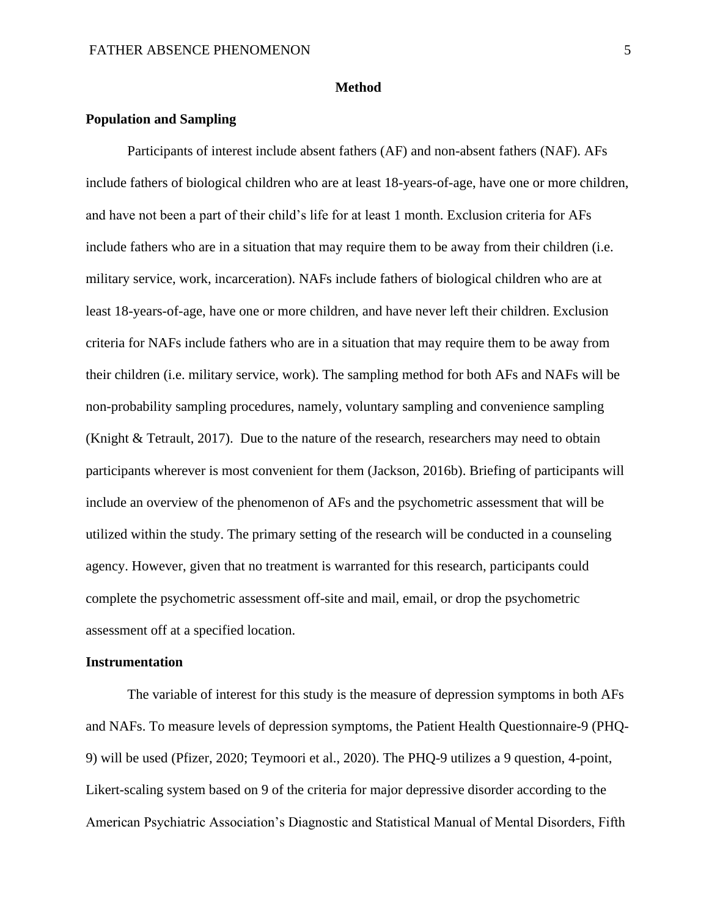# Method

## Population and Sampling

Participants of interest include absent fathers (AF) and non-absent fathers (NAF). AFs include fathers of biological children who are at least 18-years-of-age, have one or more children, and have not been a part of their child's life for at least 1 month. Exclusion criteria for AFs include fathers who are in a situation that may require them to be away from their children (i.e. military service, work, incarceration). NAFs include fathers of biological children who are at least 18-years-of-age, have one or more children, and have never left their children. Exclusion criteria for NAFs include fathers who are in a situation that may require them to be away from their children (i.e. military service, work). The sampling method for both AFs and NAFs will be non-probability sampling procedures, namely, voluntary sampling and convenience sampling (Knight & Tetrault, 2017). Due to the nature of the research, researchers may need to obtain participants wherever is most convenient for them (Jackson, 2016b). Briefing of participants will include an overview of the phenomenon of AFs and the psychometric assessment that will be utilized within the study. The primary setting of the research will be conducted in a counseling agency. However, given that no treatment is warranted for this research, participants could complete the psychometric assessment off-site and mail, email, or drop the psychometric assessment off at a specified location.

## Instrumentation

The variable of interest for this study is the measure of depression symptoms in both AFs and NAFs. To measure levels of depression symptoms, the Patient Health Questionnaire-9 (PHQ-9) will be used (Pfizer, 2020; Teymoori et al., 2020). The PHQ-9 utilizes a 9 question, 4-point, Likert-scaling system based on 9 of the criteria for major depressive disorder according to the American Psychiatric Association's Diagnostic and Statistical Manual of Mental Disorders, Fifth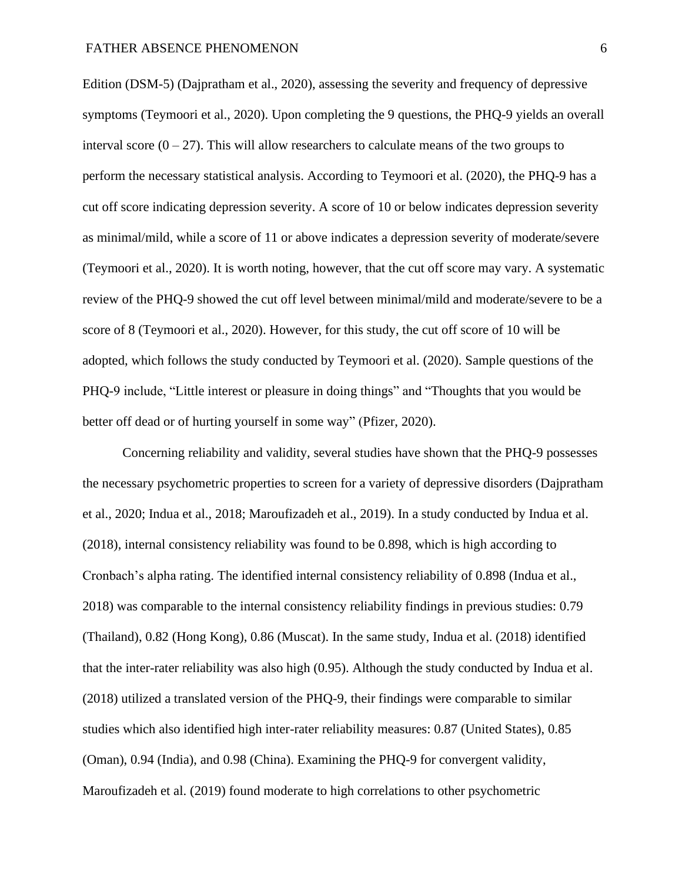Edition (DSM-5) (Dajpratham et al., 2020), assessing the severity and frequency of depressive symptoms (Teymoori et al., 2020). Upon completing the 9 questions, the PHQ-9 yields an overall interval score (0 – 27). This will allow researchers to calculate means of the two groups to perform the necessary statistical analysis. According to Teymoori et al. (2020), the PHQ-9 has a cut off score indicating depression severity. A score of 10 or below indicates depression severity as minimal/mild, while a score of 11 or above indicates a depression severity of moderate/severe (Teymoori et al., 2020). It is worth noting, however, that the cut off score may vary. A systematic review of the PHQ-9 showed the cut off level between minimal/mild and moderate/severe to be a score of 8 (Teymoori et al., 2020). However, for this study, the cut off score of 10 will be adopted, which follows the study conducted by Teymoori et al. (2020). Sample questions of the PHQ-9 include, "Little interest or pleasure in doing things" and "Thoughts that you would be better off dead or of hurting yourself in some way" (Pfizer, 2020).

Concerning reliability and validity, several studies have shown that the PHQ-9 possesses the necessary psychometric properties to screen for a variety of depressive disorders (Dajpratham et al., 2020; Indua et al., 2018; Maroufizadeh et al., 2019). In a study conducted by Indua et al. (2018), internal consistency reliability was found to be 0.898, which is high according to Cronbach's alpha rating. The identified internal consistency reliability of 0.898 (Indua et al., 2018) was comparable to the internal consistency reliability findings in previous studies: 0.79 (Thailand), 0.82 (Hong Kong), 0.86 (Muscat). In the same study, Indua et al. (2018) identified that the inter-rater reliability was also high (0.95). Although the study conducted by Indua et al. (2018) utilized a translated version of the PHQ-9, their findings were comparable to similar studies which also identified high inter-rater reliability measures: 0.87 (United States), 0.85 (Oman), 0.94 (India), and 0.98 (China). Examining the PHQ-9 for convergent validity, Maroufizadeh et al. (2019) found moderate to high correlations to other psychometric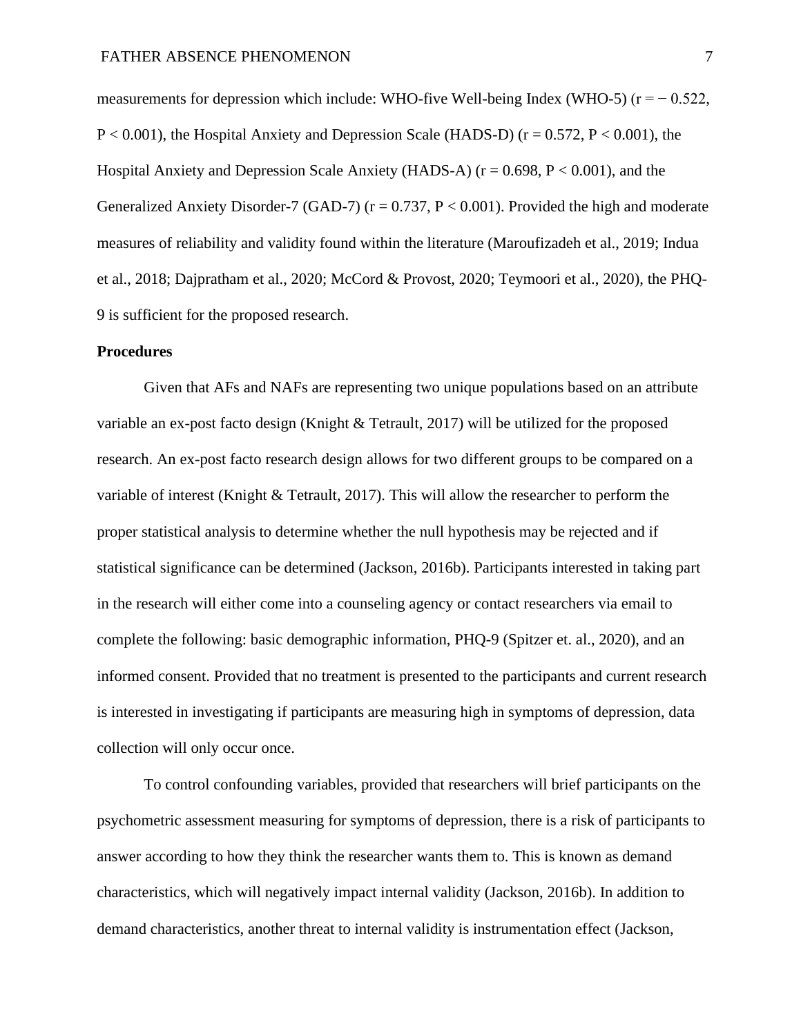measurements for depression which include: WHO-five Well-being Index (WHO-5) ($r = -0.522$, $P < 0.001$), the Hospital Anxiety and Depression Scale (HADS-D) ($r = 0.572$, $P < 0.001$), the Hospital Anxiety and Depression Scale Anxiety (HADS-A) ($r = 0.698$, $P < 0.001$), and the Generalized Anxiety Disorder-7 (GAD-7) ($r = 0.737$, $P < 0.001$). Provided the high and moderate measures of reliability and validity found within the literature (Maroufizadeh et al., 2019; Indua et al., 2018; Dajpratham et al., 2020; McCord & Provost, 2020; Teymoori et al., 2020), the PHQ-9 is sufficient for the proposed research.

**Procedures**

Given that AFs and NAFs are representing two unique populations based on an attribute variable an ex-post facto design (Knight & Tetrault, 2017) will be utilized for the proposed research. An ex-post facto research design allows for two different groups to be compared on a variable of interest (Knight & Tetrault, 2017). This will allow the researcher to perform the proper statistical analysis to determine whether the null hypothesis may be rejected and if statistical significance can be determined (Jackson, 2016b). Participants interested in taking part in the research will either come into a counseling agency or contact researchers via email to complete the following: basic demographic information, PHQ-9 (Spitzer et. al., 2020), and an informed consent. Provided that no treatment is presented to the participants and current research is interested in investigating if participants are measuring high in symptoms of depression, data collection will only occur once.

To control confounding variables, provided that researchers will brief participants on the psychometric assessment measuring for symptoms of depression, there is a risk of participants to answer according to how they think the researcher wants them to. This is known as demand characteristics, which will negatively impact internal validity (Jackson, 2016b). In addition to demand characteristics, another threat to internal validity is instrumentation effect (Jackson,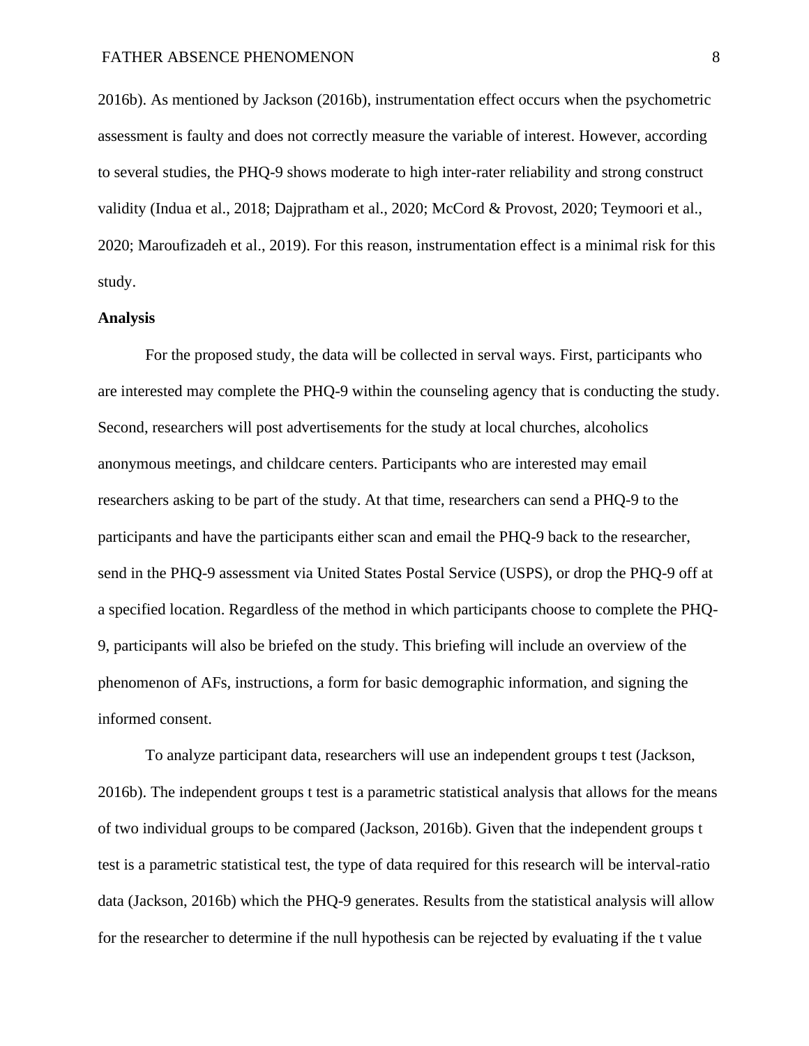2016b). As mentioned by Jackson (2016b), instrumentation effect occurs when the psychometric assessment is faulty and does not correctly measure the variable of interest. However, according to several studies, the PHQ-9 shows moderate to high inter-rater reliability and strong construct validity (Indua et al., 2018; Dajpratham et al., 2020; McCord & Provost, 2020; Teymoori et al., 2020; Maroufizadeh et al., 2019). For this reason, instrumentation effect is a minimal risk for this study.

**Analysis**

For the proposed study, the data will be collected in serval ways. First, participants who are interested may complete the PHQ-9 within the counseling agency that is conducting the study. Second, researchers will post advertisements for the study at local churches, alcoholics anonymous meetings, and childcare centers. Participants who are interested may email researchers asking to be part of the study. At that time, researchers can send a PHQ-9 to the participants and have the participants either scan and email the PHQ-9 back to the researcher, send in the PHQ-9 assessment via United States Postal Service (USPS), or drop the PHQ-9 off at a specified location. Regardless of the method in which participants choose to complete the PHQ-9, participants will also be briefed on the study. This briefing will include an overview of the phenomenon of AFs, instructions, a form for basic demographic information, and signing the informed consent.

To analyze participant data, researchers will use an independent groups t test (Jackson, 2016b). The independent groups t test is a parametric statistical analysis that allows for the means of two individual groups to be compared (Jackson, 2016b). Given that the independent groups t test is a parametric statistical test, the type of data required for this research will be interval-ratio data (Jackson, 2016b) which the PHQ-9 generates. Results from the statistical analysis will allow for the researcher to determine if the null hypothesis can be rejected by evaluating if the t value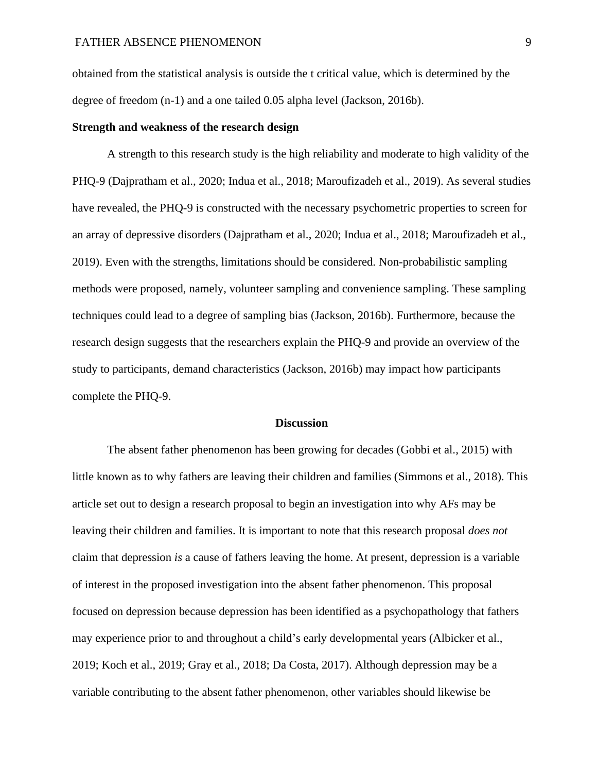obtained from the statistical analysis is outside the t critical value, which is determined by the degree of freedom (n-1) and a one tailed 0.05 alpha level (Jackson, 2016b).

**Strength and weakness of the research design**

A strength to this research study is the high reliability and moderate to high validity of the PHQ-9 (Dajpratham et al., 2020; Indua et al., 2018; Maroufizadeh et al., 2019). As several studies have revealed, the PHQ-9 is constructed with the necessary psychometric properties to screen for an array of depressive disorders (Dajpratham et al., 2020; Indua et al., 2018; Maroufizadeh et al., 2019). Even with the strengths, limitations should be considered. Non-probabilistic sampling methods were proposed, namely, volunteer sampling and convenience sampling. These sampling techniques could lead to a degree of sampling bias (Jackson, 2016b). Furthermore, because the research design suggests that the researchers explain the PHQ-9 and provide an overview of the study to participants, demand characteristics (Jackson, 2016b) may impact how participants complete the PHQ-9.

## Discussion

The absent father phenomenon has been growing for decades (Gobbi et al., 2015) with little known as to why fathers are leaving their children and families (Simmons et al., 2018). This article set out to design a research proposal to begin an investigation into why AFs may be leaving their children and families. It is important to note that this research proposal *does not* claim that depression *is* a cause of fathers leaving the home. At present, depression is a variable of interest in the proposed investigation into the absent father phenomenon. This proposal focused on depression because depression has been identified as a psychopathology that fathers may experience prior to and throughout a child's early developmental years (Albicker et al., 2019; Koch et al., 2019; Gray et al., 2018; Da Costa, 2017). Although depression may be a variable contributing to the absent father phenomenon, other variables should likewise be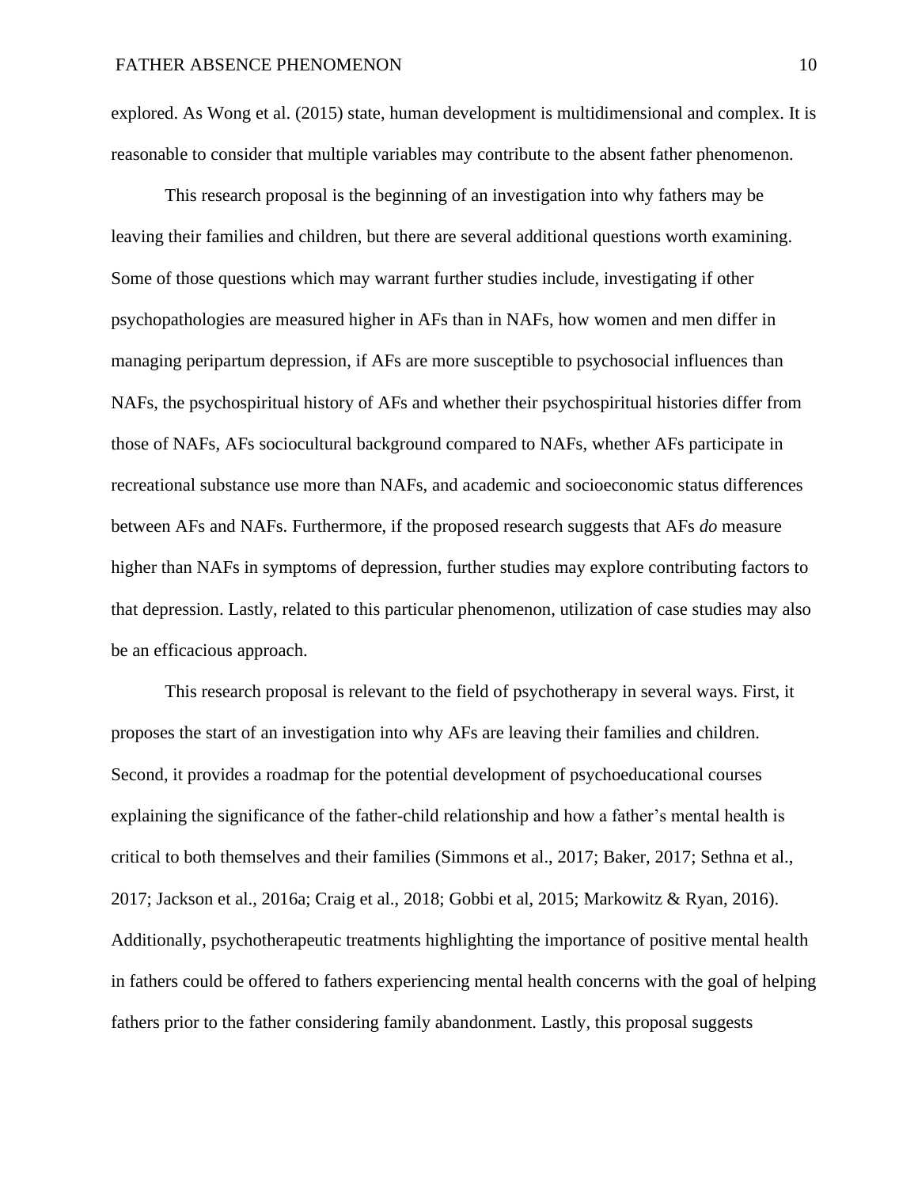explored. As Wong et al. (2015) state, human development is multidimensional and complex. It is reasonable to consider that multiple variables may contribute to the absent father phenomenon.

This research proposal is the beginning of an investigation into why fathers may be leaving their families and children, but there are several additional questions worth examining. Some of those questions which may warrant further studies include, investigating if other psychopathologies are measured higher in AFs than in NAFs, how women and men differ in managing peripartum depression, if AFs are more susceptible to psychosocial influences than NAFs, the psychospiritual history of AFs and whether their psychospiritual histories differ from those of NAFs, AFs sociocultural background compared to NAFs, whether AFs participate in recreational substance use more than NAFs, and academic and socioeconomic status differences between AFs and NAFs. Furthermore, if the proposed research suggests that AFs *do* measure higher than NAFs in symptoms of depression, further studies may explore contributing factors to that depression. Lastly, related to this particular phenomenon, utilization of case studies may also be an efficacious approach.

This research proposal is relevant to the field of psychotherapy in several ways. First, it proposes the start of an investigation into why AFs are leaving their families and children. Second, it provides a roadmap for the potential development of psychoeducational courses explaining the significance of the father-child relationship and how a father's mental health is critical to both themselves and their families (Simmons et al., 2017; Baker, 2017; Sethna et al., 2017; Jackson et al., 2016a; Craig et al., 2018; Gobbi et al, 2015; Markowitz & Ryan, 2016). Additionally, psychotherapeutic treatments highlighting the importance of positive mental health in fathers could be offered to fathers experiencing mental health concerns with the goal of helping fathers prior to the father considering family abandonment. Lastly, this proposal suggests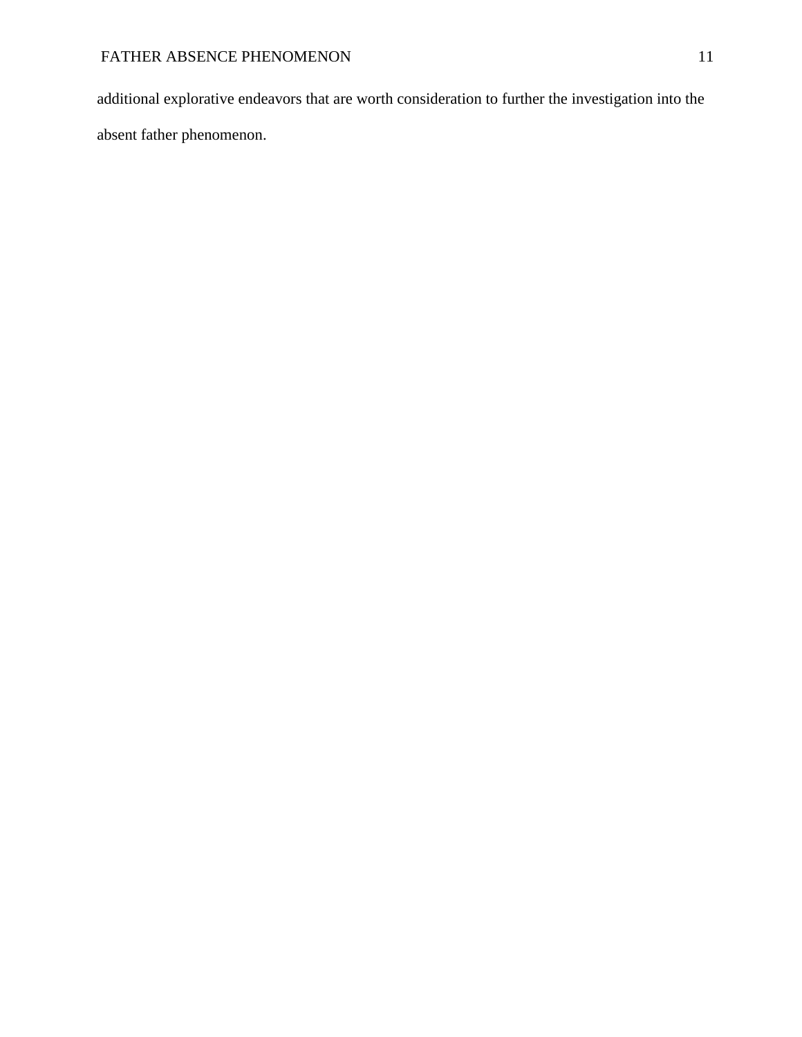additional explorative endeavors that are worth consideration to further the investigation into the absent father phenomenon.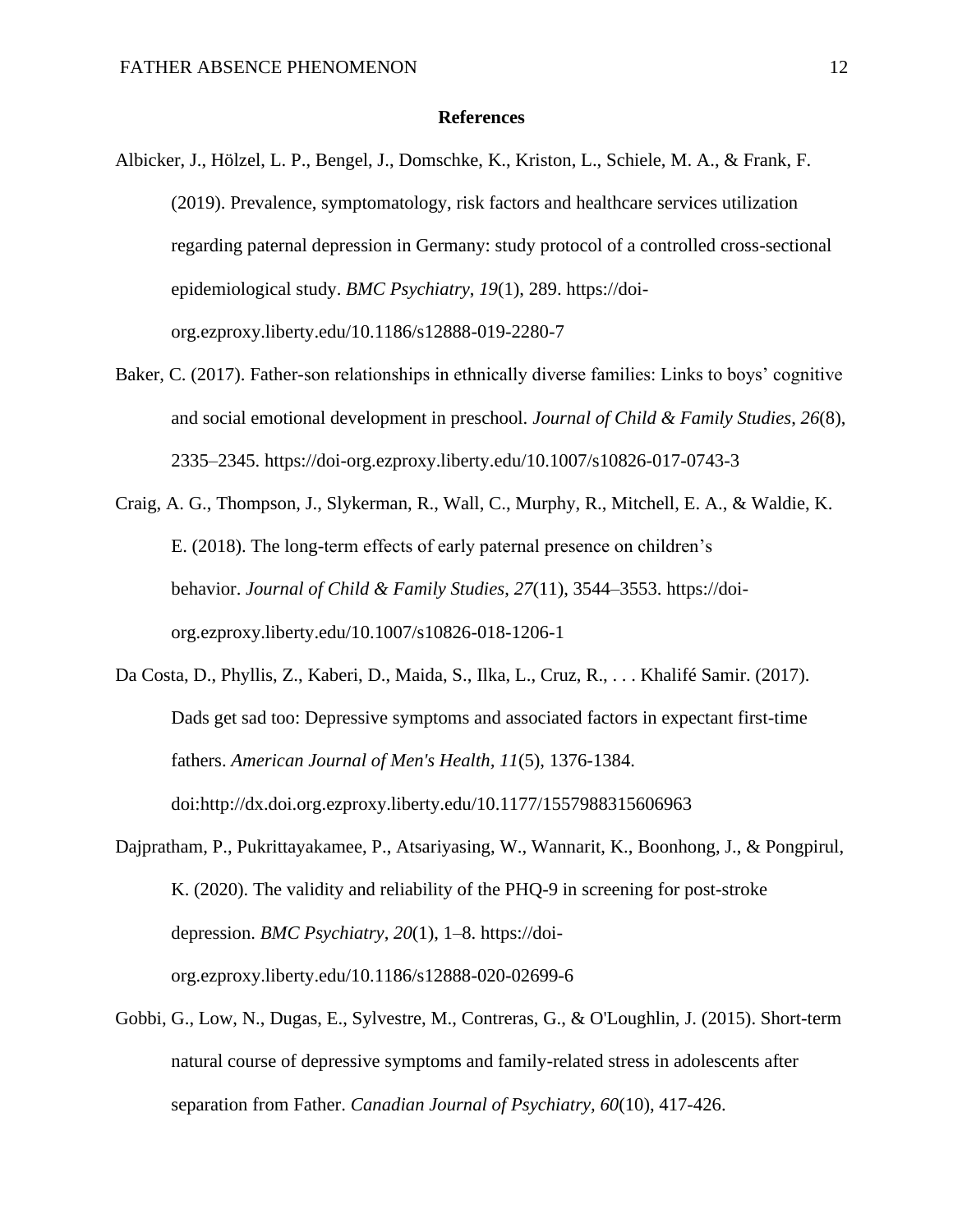# References

Albicker, J., Hölzel, L. P., Bengel, J., Domschke, K., Kriston, L., Schiele, M. A., & Frank, F. (2019). Prevalence, symptomatology, risk factors and healthcare services utilization regarding paternal depression in Germany: study protocol of a controlled cross-sectional epidemiological study. *BMC Psychiatry*, *19*(1), 289. https://doi-org.ezproxy.liberty.edu/10.1186/s12888-019-2280-7

Baker, C. (2017). Father-son relationships in ethnically diverse families: Links to boys' cognitive and social emotional development in preschool. *Journal of Child & Family Studies*, *26*(8), 2335–2345. https://doi-org.ezproxy.liberty.edu/10.1007/s10826-017-0743-3

Craig, A. G., Thompson, J., Slykerman, R., Wall, C., Murphy, R., Mitchell, E. A., & Waldie, K. E. (2018). The long-term effects of early paternal presence on children's behavior. *Journal of Child & Family Studies*, *27*(11), 3544–3553. https://doi-org.ezproxy.liberty.edu/10.1007/s10826-018-1206-1

Da Costa, D., Phyllis, Z., Kaberi, D., Maida, S., Ilka, L., Cruz, R., . . . Khalifé Samir. (2017). Dads get sad too: Depressive symptoms and associated factors in expectant first-time fathers. *American Journal of Men's Health, 11*(5), 1376-1384. doi:http://dx.doi.org.ezproxy.liberty.edu/10.1177/1557988315606963

Dajpratham, P., Pukrittayakamee, P., Atsariyasing, W., Wannarit, K., Boonhong, J., & Pongpirul, K. (2020). The validity and reliability of the PHQ-9 in screening for post-stroke depression. *BMC Psychiatry*, *20*(1), 1–8. https://doi-org.ezproxy.liberty.edu/10.1186/s12888-020-02699-6

Gobbi, G., Low, N., Dugas, E., Sylvestre, M., Contreras, G., & O'Loughlin, J. (2015). Short-term natural course of depressive symptoms and family-related stress in adolescents after separation from Father. *Canadian Journal of Psychiatry, 60*(10), 417-426.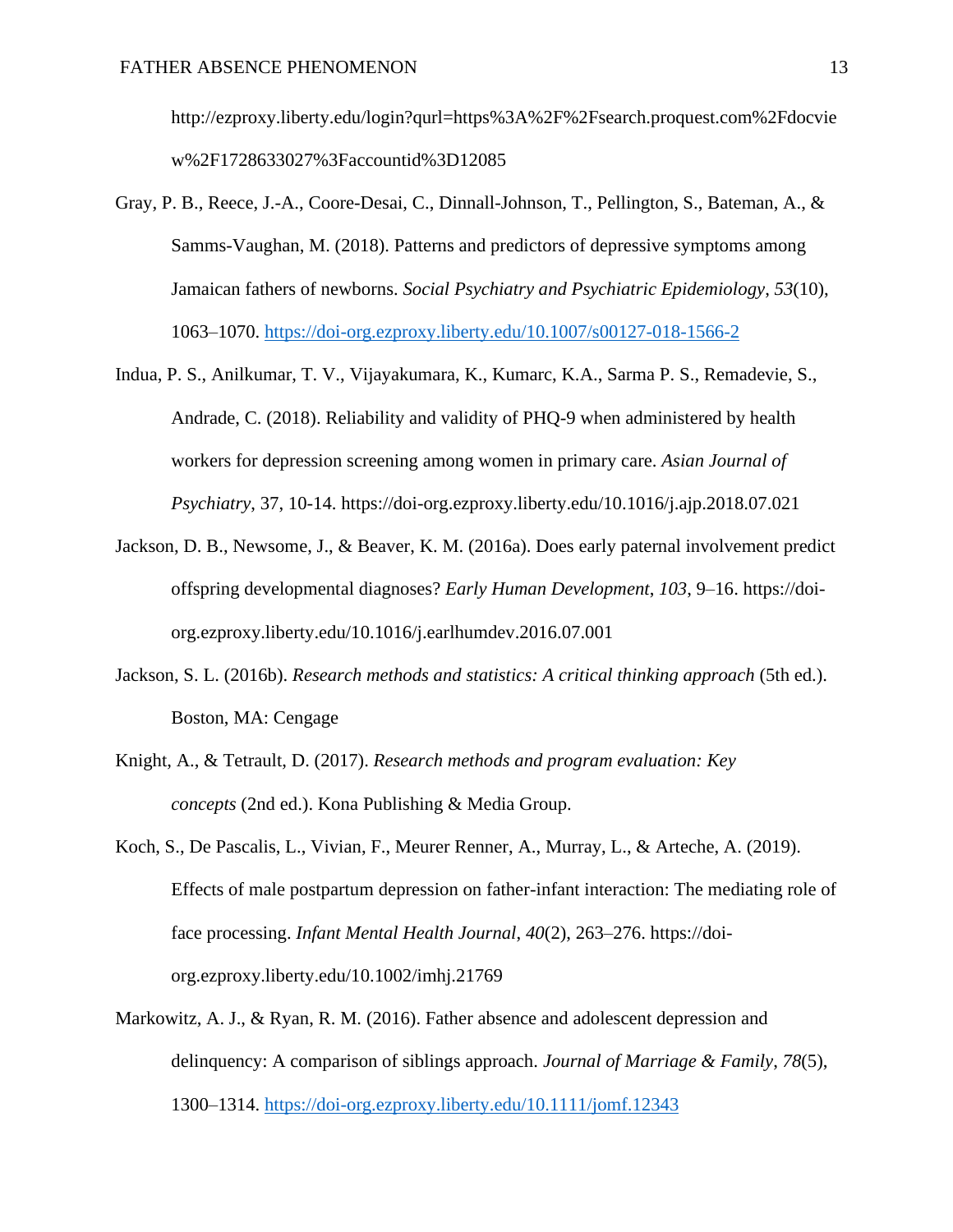http://ezproxy.liberty.edu/login?qurl=https%3A%2F%2Fsearch.proquest.com%2Fdocview%2F1728633027%3Faccountid%3D12085

Gray, P. B., Reece, J.-A., Coore-Desai, C., Dinnall-Johnson, T., Pellington, S., Bateman, A., & Samms-Vaughan, M. (2018). Patterns and predictors of depressive symptoms among Jamaican fathers of newborns. *Social Psychiatry and Psychiatric Epidemiology*, *53*(10), 1063–1070. https://doi-org.ezproxy.liberty.edu/10.1007/s00127-018-1566-2

Indua, P. S., Anilkumar, T. V., Vijayakumara, K., Kumarc, K.A., Sarma P. S., Remadevie, S., Andrade, C. (2018). Reliability and validity of PHQ-9 when administered by health workers for depression screening among women in primary care. *Asian Journal of Psychiatry*, 37, 10-14. https://doi-org.ezproxy.liberty.edu/10.1016/j.ajp.2018.07.021

Jackson, D. B., Newsome, J., & Beaver, K. M. (2016a). Does early paternal involvement predict offspring developmental diagnoses? *Early Human Development*, *103*, 9–16. https://doi-org.ezproxy.liberty.edu/10.1016/j.earlhumdev.2016.07.001

Jackson, S. L. (2016b). *Research methods and statistics: A critical thinking approach* (5th ed.). Boston, MA: Cengage

Knight, A., & Tetrault, D. (2017). *Research methods and program evaluation: Key concepts* (2nd ed.). Kona Publishing & Media Group.

Koch, S., De Pascalis, L., Vivian, F., Meurer Renner, A., Murray, L., & Arteche, A. (2019). Effects of male postpartum depression on father-infant interaction: The mediating role of face processing. *Infant Mental Health Journal*, *40*(2), 263–276. https://doi-org.ezproxy.liberty.edu/10.1002/imhj.21769

Markowitz, A. J., & Ryan, R. M. (2016). Father absence and adolescent depression and delinquency: A comparison of siblings approach. *Journal of Marriage & Family*, *78*(5), 1300–1314. https://doi-org.ezproxy.liberty.edu/10.1111/jomf.12343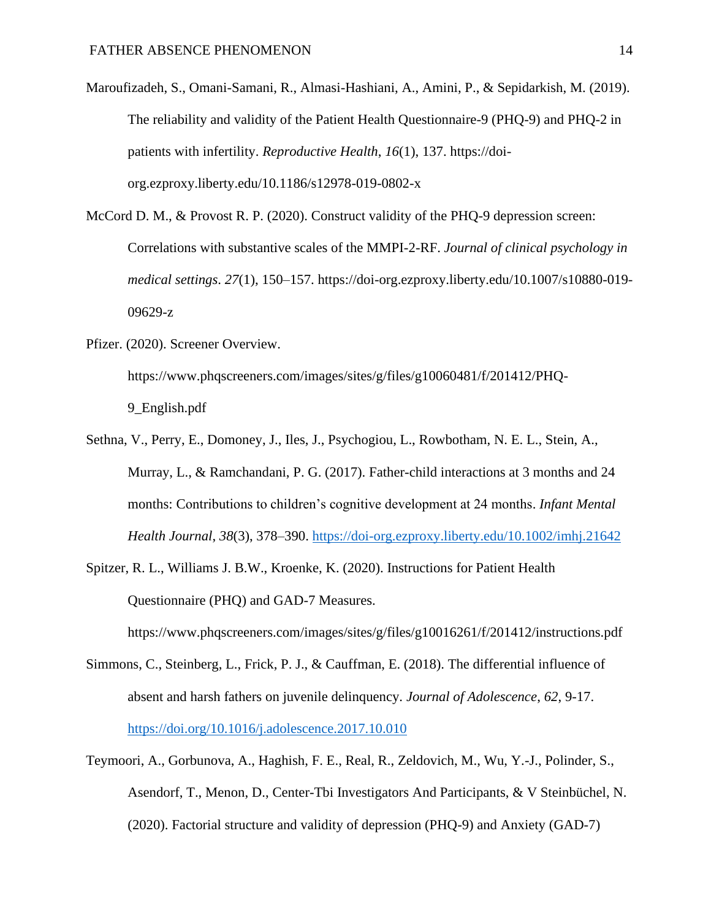Maroufizadeh, S., Omani-Samani, R., Almasi-Hashiani, A., Amini, P., & Sepidarkish, M. (2019). The reliability and validity of the Patient Health Questionnaire-9 (PHQ-9) and PHQ-2 in patients with infertility. *Reproductive Health*, *16*(1), 137. https://doi-org.ezproxy.liberty.edu/10.1186/s12978-019-0802-x

McCord D. M., & Provost R. P. (2020). Construct validity of the PHQ-9 depression screen: Correlations with substantive scales of the MMPI-2-RF. *Journal of clinical psychology in medical settings*. *27*(1), 150–157. https://doi-org.ezproxy.liberty.edu/10.1007/s10880-019-09629-z

Pfizer. (2020). Screener Overview. https://www.phqscreeners.com/images/sites/g/files/g10060481/f/201412/PHQ-9_English.pdf

Sethna, V., Perry, E., Domoney, J., Iles, J., Psychogiou, L., Rowbotham, N. E. L., Stein, A., Murray, L., & Ramchandani, P. G. (2017). Father-child interactions at 3 months and 24 months: Contributions to children's cognitive development at 24 months. *Infant Mental Health Journal*, *38*(3), 378–390. https://doi-org.ezproxy.liberty.edu/10.1002/imhj.21642

Spitzer, R. L., Williams J. B.W., Kroenke, K. (2020). Instructions for Patient Health Questionnaire (PHQ) and GAD-7 Measures. https://www.phqscreeners.com/images/sites/g/files/g10016261/f/201412/instructions.pdf

Simmons, C., Steinberg, L., Frick, P. J., & Cauffman, E. (2018). The differential influence of absent and harsh fathers on juvenile delinquency. *Journal of Adolescence*, *62*, 9-17. https://doi.org/10.1016/j.adolescence.2017.10.010

Teymoori, A., Gorbunova, A., Haghish, F. E., Real, R., Zeldovich, M., Wu, Y.-J., Polinder, S., Asendorf, T., Menon, D., Center-Tbi Investigators And Participants, & V Steinbüchel, N. (2020). Factorial structure and validity of depression (PHQ-9) and Anxiety (GAD-7)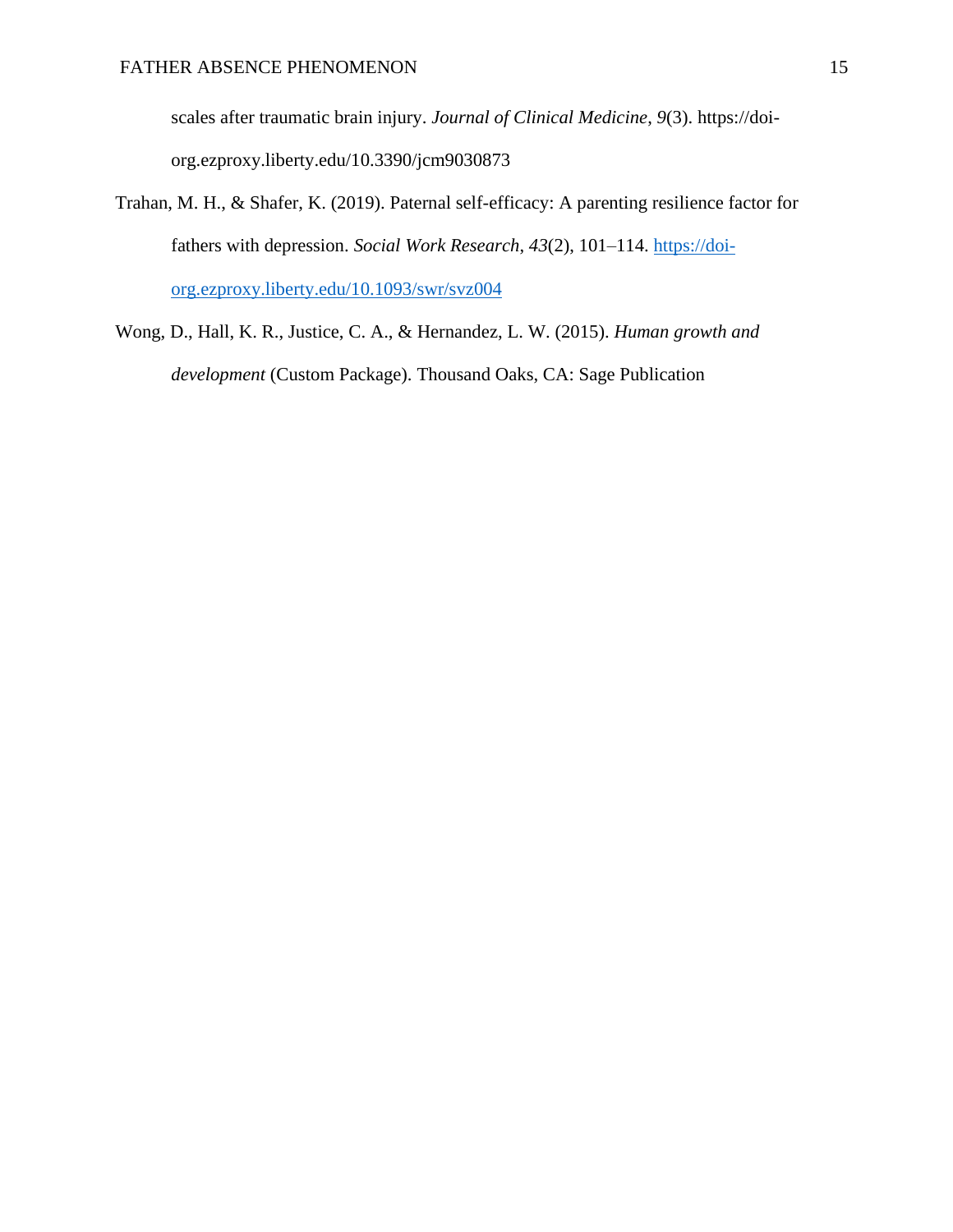scales after traumatic brain injury. *Journal of Clinical Medicine*, *9*(3). https://doi-org.ezproxy.liberty.edu/10.3390/jcm9030873

Trahan, M. H., & Shafer, K. (2019). Paternal self-efficacy: A parenting resilience factor for fathers with depression. *Social Work Research*, *43*(2), 101–114. https://doi-org.ezproxy.liberty.edu/10.1093/swr/svz004

Wong, D., Hall, K. R., Justice, C. A., & Hernandez, L. W. (2015). *Human growth and development* (Custom Package). Thousand Oaks, CA: Sage Publication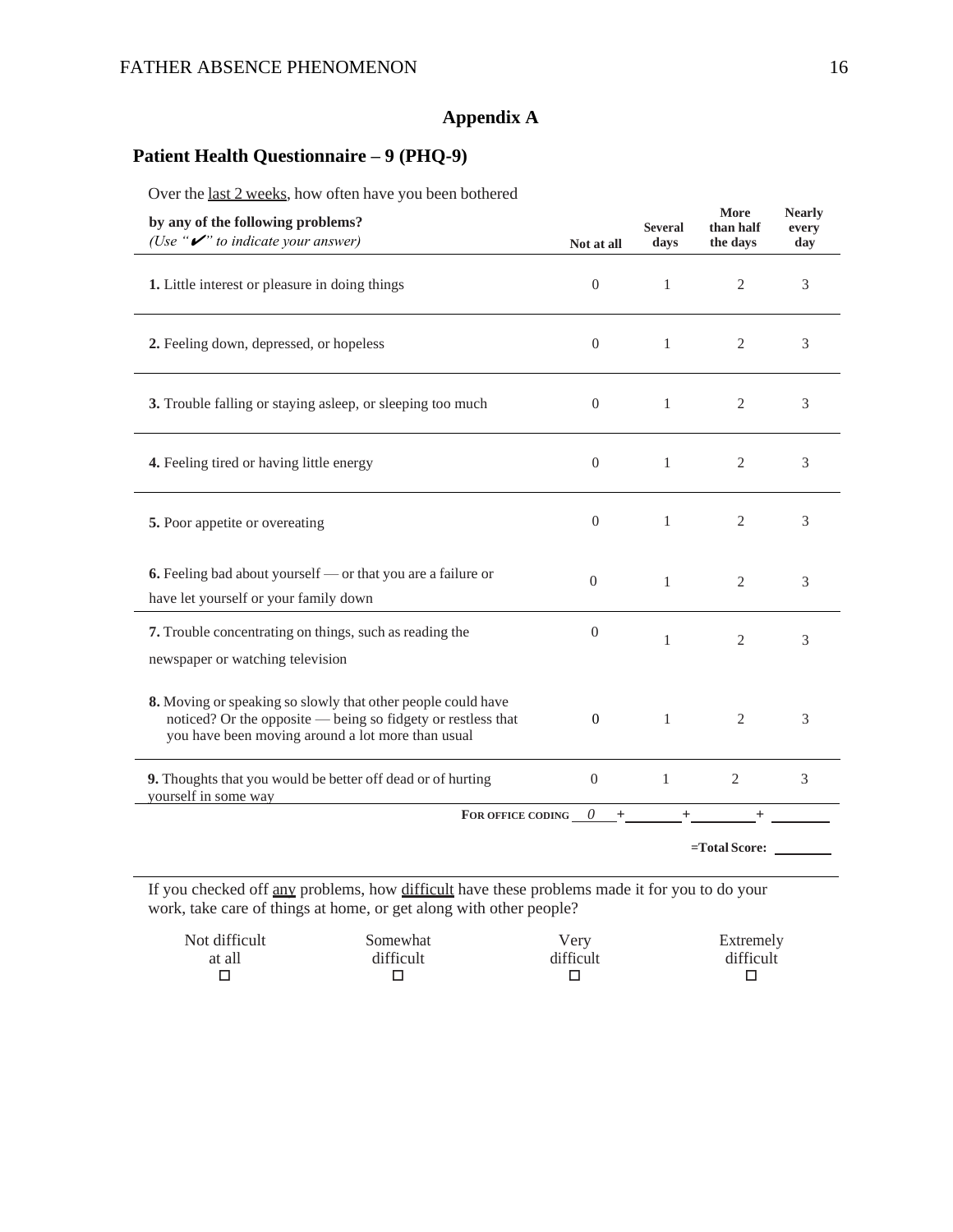# Appendix A

## Patient Health Questionnaire – 9 (PHQ-9)

| Over the <u>last 2 weeks</u>, how often have you been bothered **by any of the following problems?** *(Use "✔" to indicate your answer)* | Not at all | Several days | More than half the days | Nearly every day |
|---|---|---|---|---|
| **1.** Little interest or pleasure in doing things | 0 | 1 | 2 | 3 |
| **2.** Feeling down, depressed, or hopeless | 0 | 1 | 2 | 3 |
| **3.** Trouble falling or staying asleep, or sleeping too much | 0 | 1 | 2 | 3 |
| **4.** Feeling tired or having little energy | 0 | 1 | 2 | 3 |
| **5.** Poor appetite or overeating | 0 | 1 | 2 | 3 |
| **6.** Feeling bad about yourself — or that you are a failure or have let yourself or your family down | 0 | 1 | 2 | 3 |
| **7.** Trouble concentrating on things, such as reading the newspaper or watching television | 0 | 1 | 2 | 3 |
| **8.** Moving or speaking so slowly that other people could have noticed? Or the opposite — being so fidgety or restless that you have been moving around a lot more than usual | 0 | 1 | 2 | 3 |
| **9.** Thoughts that you would be better off dead or of hurting yourself in some way | 0 | 1 | 2 | 3 |
| **FOR OFFICE CODING** | *0* | + ______ | + ______ | + ______ |
| | | | **=Total Score:** | ______ |

If you checked off <u>any</u> problems, how <u>difficult</u> have these problems made it for you to do your work, take care of things at home, or get along with other people?

| Not difficult at all | Somewhat difficult | Very difficult | Extremely difficult |
|---|---|---|---|
| ☐ | ☐ | ☐ | ☐ |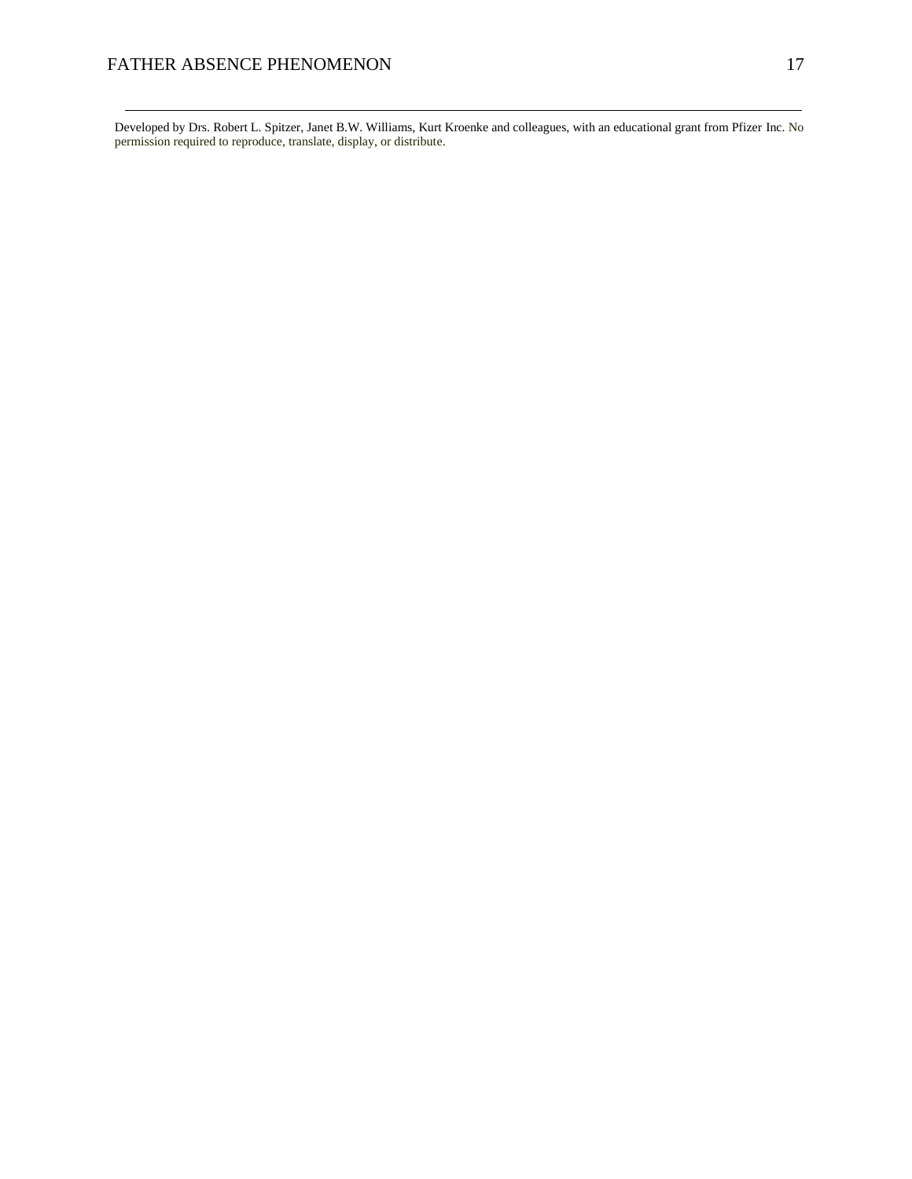Developed by Drs. Robert L. Spitzer, Janet B.W. Williams, Kurt Kroenke and colleagues, with an educational grant from Pfizer Inc. No permission required to reproduce, translate, display, or distribute.